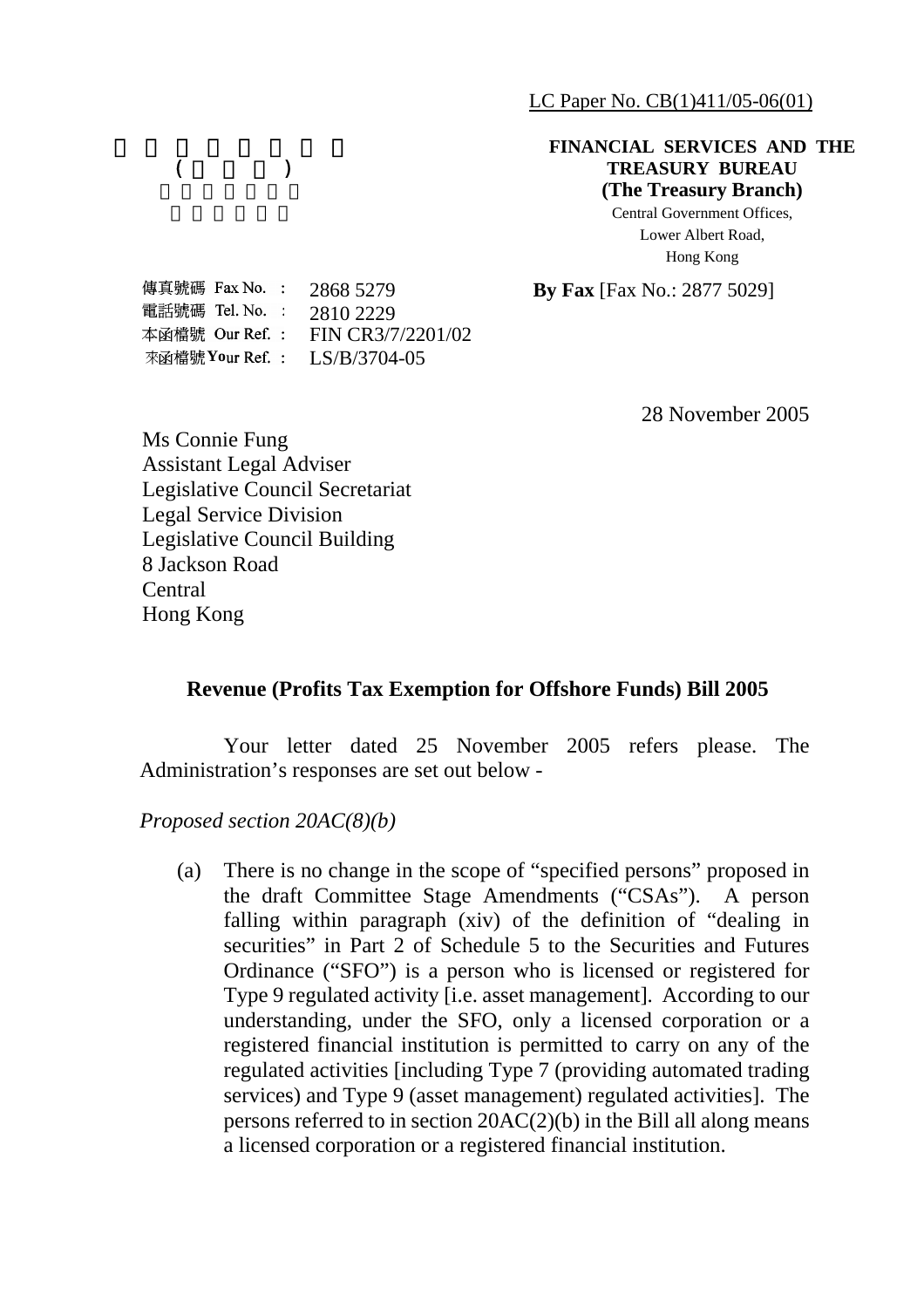LC Paper No. CB(1)411/05-06(01)

**FINANCIAL SERVICES AND THE TREASURY BUREAU**
**(The Treasury Branch)**
Central Government Offices,
Lower Albert Road,
Hong Kong

傳真號碼 Fax No. : 2868 5279
電話號碼 Tel. No. : 2810 2229
本函檔號 Our Ref. : FIN CR3/7/2201/02
來函檔號 Your Ref. : LS/B/3704-05

**By Fax** [Fax No.: 2877 5029]

28 November 2005

Ms Connie Fung
Assistant Legal Adviser
Legislative Council Secretariat
Legal Service Division
Legislative Council Building
8 Jackson Road
Central
Hong Kong

**Revenue (Profits Tax Exemption for Offshore Funds) Bill 2005**

Your letter dated 25 November 2005 refers please. The Administration's responses are set out below -

*Proposed section 20AC(8)(b)*

(a) There is no change in the scope of "specified persons" proposed in the draft Committee Stage Amendments ("CSAs"). A person falling within paragraph (xiv) of the definition of "dealing in securities" in Part 2 of Schedule 5 to the Securities and Futures Ordinance ("SFO") is a person who is licensed or registered for Type 9 regulated activity [i.e. asset management]. According to our understanding, under the SFO, only a licensed corporation or a registered financial institution is permitted to carry on any of the regulated activities [including Type 7 (providing automated trading services) and Type 9 (asset management) regulated activities]. The persons referred to in section 20AC(2)(b) in the Bill all along means a licensed corporation or a registered financial institution.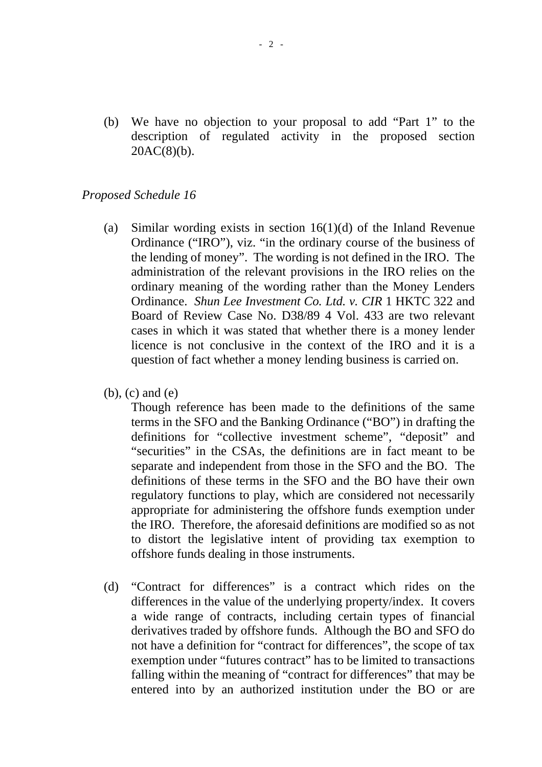(b) We have no objection to your proposal to add “Part 1” to the description of regulated activity in the proposed section 20AC(8)(b).

*Proposed Schedule 16*

(a) Similar wording exists in section 16(1)(d) of the Inland Revenue Ordinance (“IRO”), viz. “in the ordinary course of the business of the lending of money”. The wording is not defined in the IRO. The administration of the relevant provisions in the IRO relies on the ordinary meaning of the wording rather than the Money Lenders Ordinance. *Shun Lee Investment Co. Ltd. v. CIR* 1 HKTC 322 and Board of Review Case No. D38/89 4 Vol. 433 are two relevant cases in which it was stated that whether there is a money lender licence is not conclusive in the context of the IRO and it is a question of fact whether a money lending business is carried on.

(b), (c) and (e)

Though reference has been made to the definitions of the same terms in the SFO and the Banking Ordinance (“BO”) in drafting the definitions for “collective investment scheme”, “deposit” and “securities” in the CSAs, the definitions are in fact meant to be separate and independent from those in the SFO and the BO. The definitions of these terms in the SFO and the BO have their own regulatory functions to play, which are considered not necessarily appropriate for administering the offshore funds exemption under the IRO. Therefore, the aforesaid definitions are modified so as not to distort the legislative intent of providing tax exemption to offshore funds dealing in those instruments.

(d) “Contract for differences” is a contract which rides on the differences in the value of the underlying property/index. It covers a wide range of contracts, including certain types of financial derivatives traded by offshore funds. Although the BO and SFO do not have a definition for “contract for differences”, the scope of tax exemption under “futures contract” has to be limited to transactions falling within the meaning of “contract for differences” that may be entered into by an authorized institution under the BO or are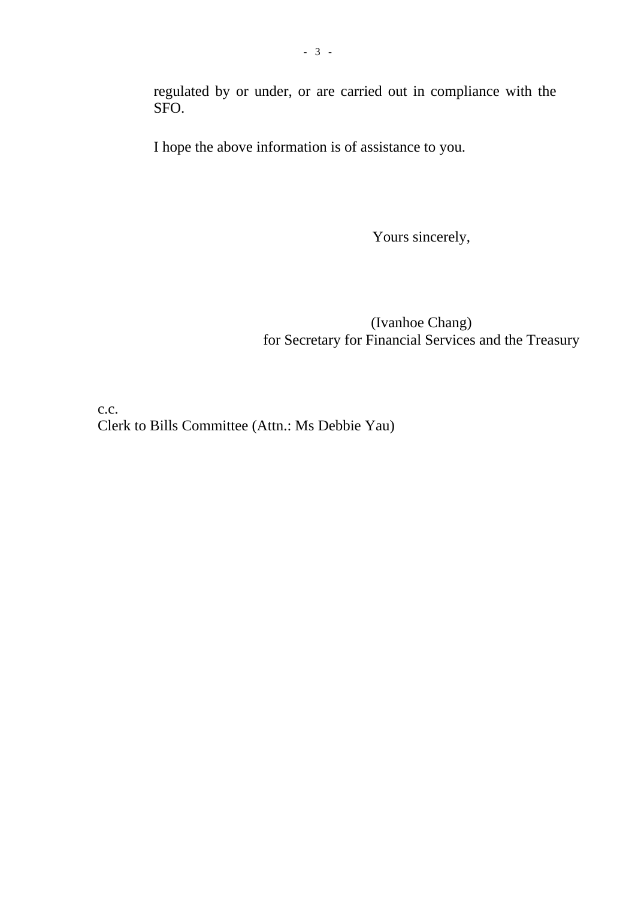regulated by or under, or are carried out in compliance with the SFO.

I hope the above information is of assistance to you.

Yours sincerely,

(Ivanhoe Chang)
for Secretary for Financial Services and the Treasury

c.c.
Clerk to Bills Committee (Attn.: Ms Debbie Yau)